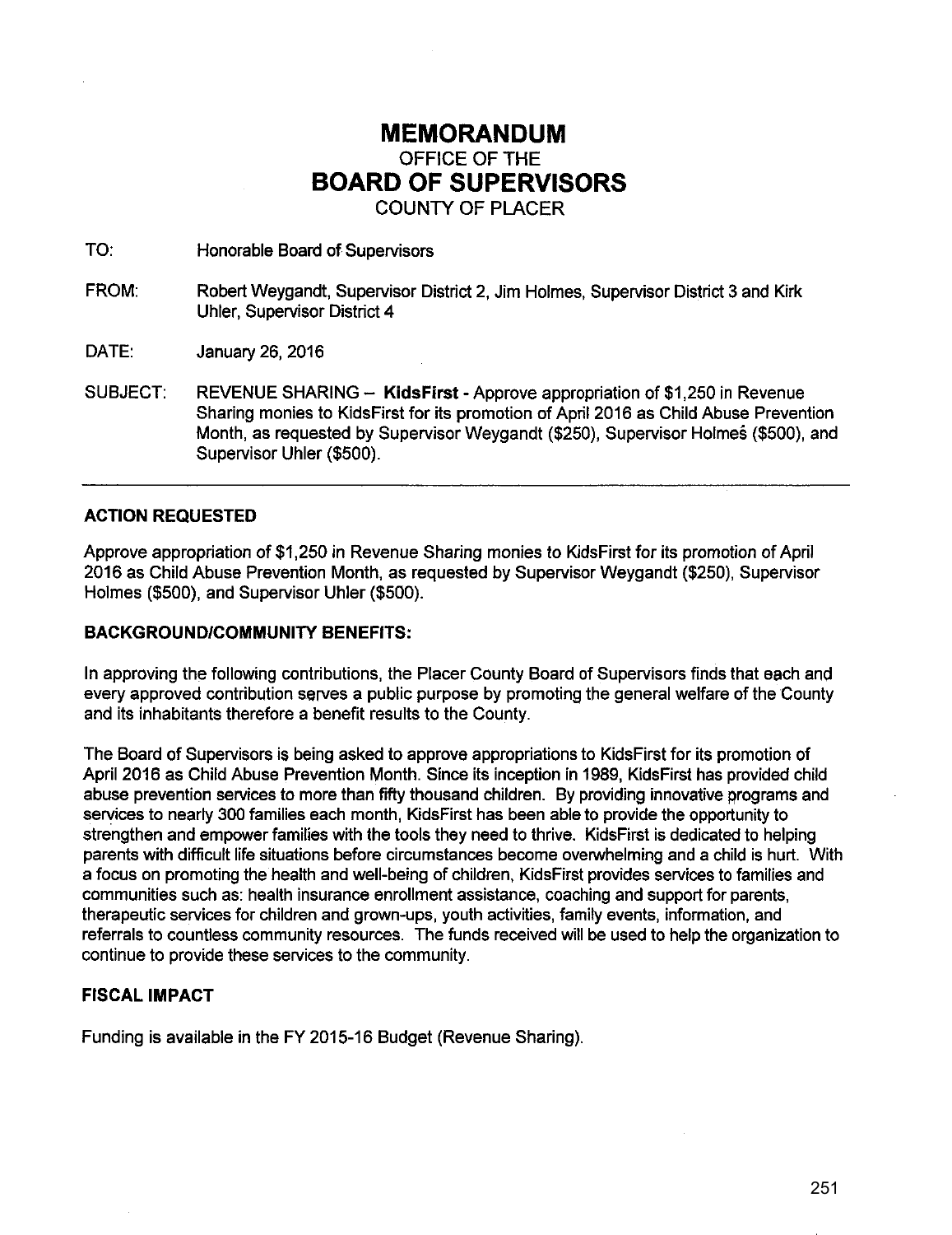# MEMORANDUM

OFFICE OF THE

# BOARD OF SUPERVISORS

COUNTY OF PLACER

TO: Honorable Board of Supervisors

FROM: Robert Weygandt, Supervisor District 2, Jim Holmes, Supervisor District 3 and Kirk Uhler, Supervisor District 4

DATE: January 26, 2016

SUBJECT: REVENUE SHARING – **KidsFirst** - Approve appropriation of $1,250 in Revenue Sharing monies to KidsFirst for its promotion of April 2016 as Child Abuse Prevention Month, as requested by Supervisor Weygandt ($250), Supervisor Holmes ($500), and Supervisor Uhler ($500).

---

### ACTION REQUESTED

Approve appropriation of $1,250 in Revenue Sharing monies to KidsFirst for its promotion of April 2016 as Child Abuse Prevention Month, as requested by Supervisor Weygandt ($250), Supervisor Holmes ($500), and Supervisor Uhler ($500).

### BACKGROUND/COMMUNITY BENEFITS:

In approving the following contributions, the Placer County Board of Supervisors finds that each and every approved contribution serves a public purpose by promoting the general welfare of the County and its inhabitants therefore a benefit results to the County.

The Board of Supervisors is being asked to approve appropriations to KidsFirst for its promotion of April 2016 as Child Abuse Prevention Month. Since its inception in 1989, KidsFirst has provided child abuse prevention services to more than fifty thousand children. By providing innovative programs and services to nearly 300 families each month, KidsFirst has been able to provide the opportunity to strengthen and empower families with the tools they need to thrive. KidsFirst is dedicated to helping parents with difficult life situations before circumstances become overwhelming and a child is hurt. With a focus on promoting the health and well-being of children, KidsFirst provides services to families and communities such as: health insurance enrollment assistance, coaching and support for parents, therapeutic services for children and grown-ups, youth activities, family events, information, and referrals to countless community resources. The funds received will be used to help the organization to continue to provide these services to the community.

### FISCAL IMPACT

Funding is available in the FY 2015-16 Budget (Revenue Sharing).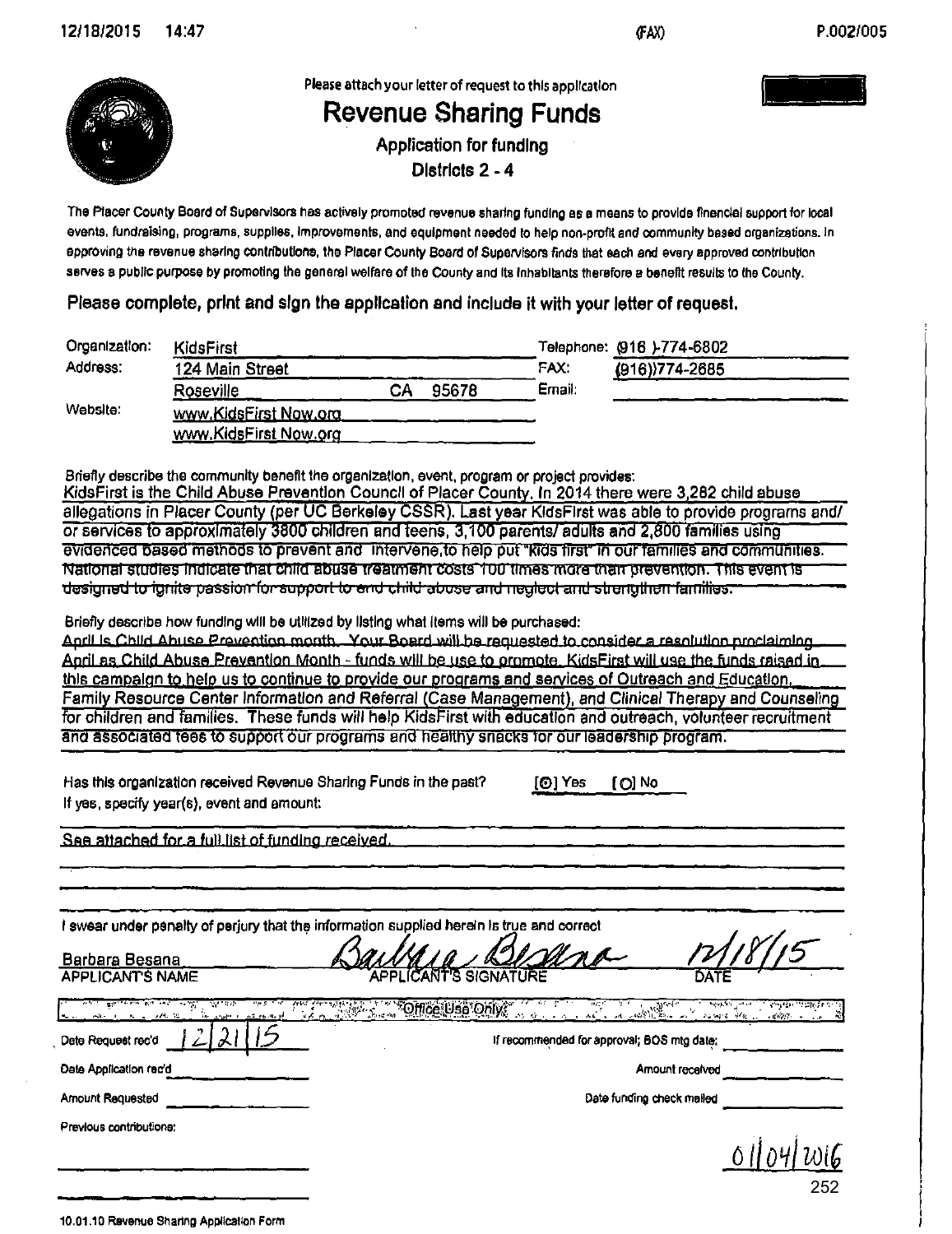Please attach your letter of request to this application

# Revenue Sharing Funds

## Application for funding

### Districts 2 - 4

The Placer County Board of Supervisors has actively promoted revenue sharing funding as a means to provide financial support for local events, fundraising, programs, supplies, improvements, and equipment needed to help non-profit and community based organizations. In approving the revenue sharing contributions, the Placer County Board of Supervisors finds that each and every approved contribution serves a public purpose by promoting the general welfare of the County and its inhabitants therefore a benefit results to the County.

**Please complete, print and sign the application and include it with your letter of request.**

Organization: KidsFirst

Address: 124 Main Street, Roseville CA 95678

Website: www.KidsFirst Now.org
www.KidsFirst Now.org

Telephone: (916 )-774-6802

FAX: (916))774-2685

Email:

Briefly describe the community benefit the organization, event, program or project provides:

KidsFirst is the Child Abuse Prevention Council of Placer County. In 2014 there were 3,282 child abuse allegations in Placer County (per UC Berkeley CSSR). Last year KidsFirst was able to provide programs and/ or services to approximately 3800 children and teens, 3,100 parents/ adults and 2,800 families using evidenced based methods to prevent and intervene,to help put "kids first" in our families and communities. National studies indicate that child abuse treatment costs 100 times more than prevention. This event is designed to ignite passion for support to end child abuse and neglect and strengthen families.

Briefly describe how funding will be utilized by listing what items will be purchased:

April is Child Abuse Prevention month. Your Board will be requested to consider a resolution proclaiming April as Child Abuse Prevention Month - funds will be use to promote. KidsFirst will use the funds raised in this campaign to help us to continue to provide our programs and services of Outreach and Education, Family Resource Center Information and Referral (Case Management), and Clinical Therapy and Counseling for children and families. These funds will help KidsFirst with education and outreach, volunteer recruitment and associated fees to support our programs and healthy snacks for our leadership program.

Has this organization received Revenue Sharing Funds in the past? [⦿] Yes [ ] No

If yes, specify year(s), event and amount:

See attached for a full list of funding received.

I swear under penalty of perjury that the information supplied herein is true and correct

Barbara Besana — APPLICANT'S NAME

Barbara Besana — APPLICANT'S SIGNATURE

12/18/15 — DATE

**Office Use Only**

Date Request rec'd 12/21/15

Date Application rec'd

Amount Requested

Previous contributions:

If recommended for approval; BOS mtg date:

Amount received

Date funding check mailed

01/04/2016

10.01.10 Revenue Sharing Application Form